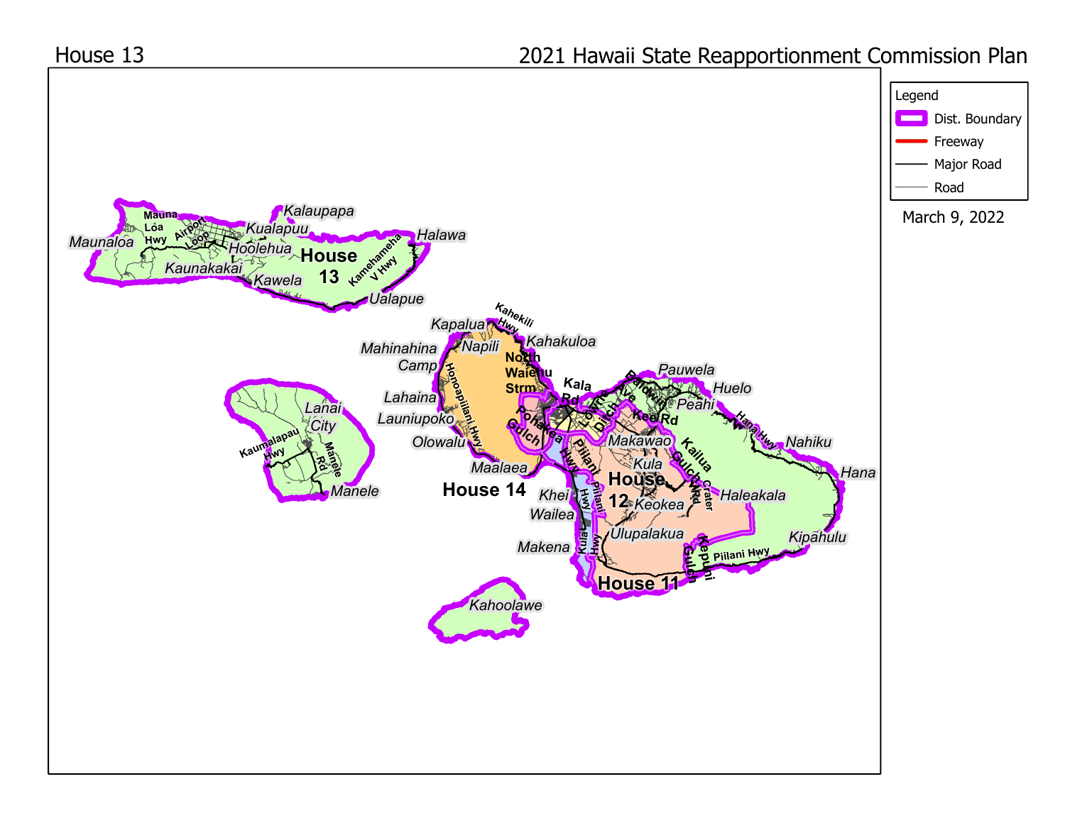House 13

2021 Hawaii State Reapportionment Commission Plan

Legend

- Dist. Boundary
- Freeway
- Major Road
- Road

March 9, 2022

House 13

House 14

House 12

House 11

Maunaloa, Mauna Loa Hwy, Airport Loop, Kualapuu, Kalaupapa, Hoolehua, Kaunakakai, Kawela, Kamehameha V Hwy, Halawa, Ualapue, Kapalua, Kahekili Hwy, Kahakuloa, Mahinahina Camp, Napili, North Waiehu Strm, Lahaina, Honoapiilani Hwy, Launiupoko, Olowalu, Maalaea, Kala Rd, Pohakea Gulch, Holomua Ditch, Baldwin Ave, Pauwela, Huelo, Peahi, Kee Rd, Hana Hwy, Nahiku, Hana, Makawao, Kailua Gulch, Kula, Crater Rd, Haleakala, Piilani Hwy, Kihei, Keokea, Wailea, Kula Hwy, Ulupalakua, Makena, Kepuni Gulch, Piilani Hwy, Kipahulu, Lanai City, Kaumalapau Hwy, Manele Rd, Manele, Kahoolawe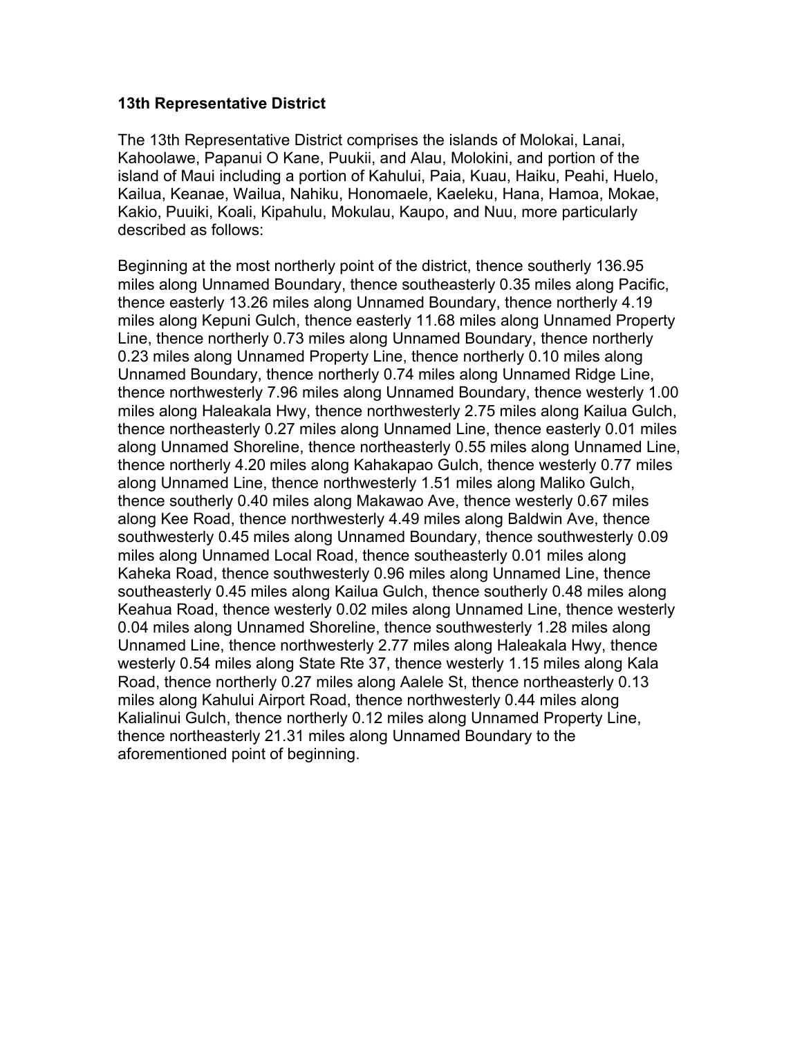**13th Representative District**

The 13th Representative District comprises the islands of Molokai, Lanai, Kahoolawe, Papanui O Kane, Puukii, and Alau, Molokini, and portion of the island of Maui including a portion of Kahului, Paia, Kuau, Haiku, Peahi, Huelo, Kailua, Keanae, Wailua, Nahiku, Honomaele, Kaeleku, Hana, Hamoa, Mokae, Kakio, Puuiki, Koali, Kipahulu, Mokulau, Kaupo, and Nuu, more particularly described as follows:

Beginning at the most northerly point of the district, thence southerly 136.95 miles along Unnamed Boundary, thence southeasterly 0.35 miles along Pacific, thence easterly 13.26 miles along Unnamed Boundary, thence northerly 4.19 miles along Kepuni Gulch, thence easterly 11.68 miles along Unnamed Property Line, thence northerly 0.73 miles along Unnamed Boundary, thence northerly 0.23 miles along Unnamed Property Line, thence northerly 0.10 miles along Unnamed Boundary, thence northerly 0.74 miles along Unnamed Ridge Line, thence northwesterly 7.96 miles along Unnamed Boundary, thence westerly 1.00 miles along Haleakala Hwy, thence northwesterly 2.75 miles along Kailua Gulch, thence northeasterly 0.27 miles along Unnamed Line, thence easterly 0.01 miles along Unnamed Shoreline, thence northeasterly 0.55 miles along Unnamed Line, thence northerly 4.20 miles along Kahakapao Gulch, thence westerly 0.77 miles along Unnamed Line, thence northwesterly 1.51 miles along Maliko Gulch, thence southerly 0.40 miles along Makawao Ave, thence westerly 0.67 miles along Kee Road, thence northwesterly 4.49 miles along Baldwin Ave, thence southwesterly 0.45 miles along Unnamed Boundary, thence southwesterly 0.09 miles along Unnamed Local Road, thence southeasterly 0.01 miles along Kaheka Road, thence southwesterly 0.96 miles along Unnamed Line, thence southeasterly 0.45 miles along Kailua Gulch, thence southerly 0.48 miles along Keahua Road, thence westerly 0.02 miles along Unnamed Line, thence westerly 0.04 miles along Unnamed Shoreline, thence southwesterly 1.28 miles along Unnamed Line, thence northwesterly 2.77 miles along Haleakala Hwy, thence westerly 0.54 miles along State Rte 37, thence westerly 1.15 miles along Kala Road, thence northerly 0.27 miles along Aalele St, thence northeasterly 0.13 miles along Kahului Airport Road, thence northwesterly 0.44 miles along Kalialinui Gulch, thence northerly 0.12 miles along Unnamed Property Line, thence northeasterly 21.31 miles along Unnamed Boundary to the aforementioned point of beginning.